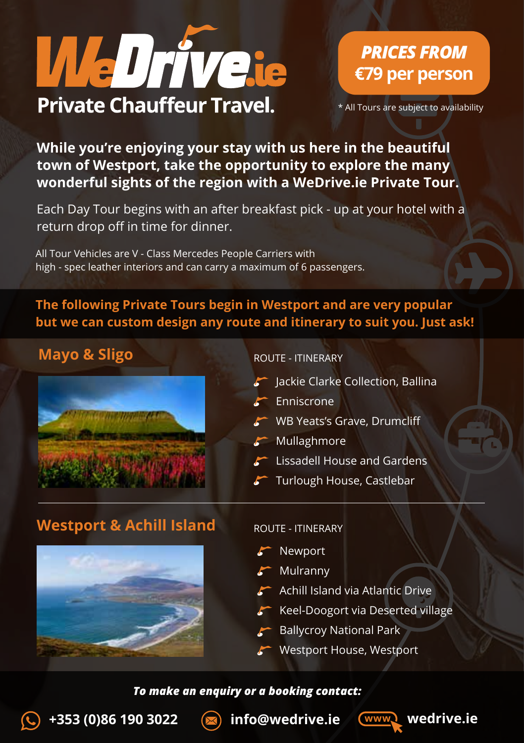# WeDrive.ie

**Private Chauffeur Travel.**

**PRICES FROM €79 per person**

* All Tours are subject to availability

**While you're enjoying your stay with us here in the beautiful town of Westport, take the opportunity to explore the many wonderful sights of the region with a WeDrive.ie Private Tour.**

Each Day Tour begins with an after breakfast pick - up at your hotel with a return drop off in time for dinner.

All Tour Vehicles are V - Class Mercedes People Carriers with high - spec leather interiors and can carry a maximum of 6 passengers.

**The following Private Tours begin in Westport and are very popular but we can custom design any route and itinerary to suit you. Just ask!**

## Mayo & Sligo

ROUTE - ITINERARY

- Jackie Clarke Collection, Ballina
- Enniscrone
- WB Yeats's Grave, Drumcliff
- Mullaghmore
- Lissadell House and Gardens
- Turlough House, Castlebar

## Westport & Achill Island

ROUTE - ITINERARY

- Newport
- Mulranny
- Achill Island via Atlantic Drive
- Keel-Doogort via Deserted village
- Ballycroy National Park
- Westport House, Westport

***To make an enquiry or a booking contact:***

**+353 (0)86 190 3022** **info@wedrive.ie** **wedrive.ie**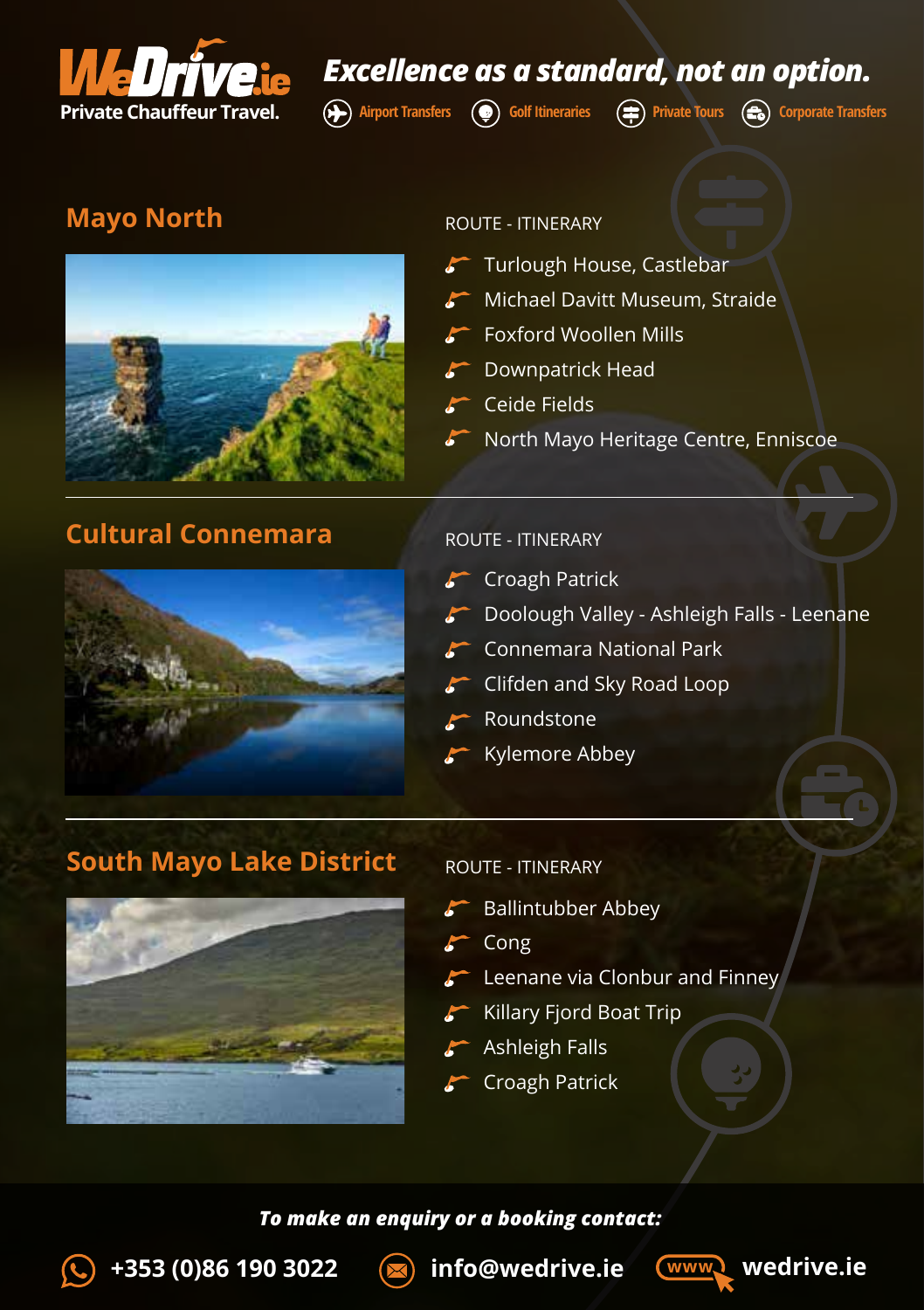WeDrive.ie

Private Chauffeur Travel.

***Excellence as a standard, not an option.***

Airport Transfers | Golf Itineraries | Private Tours | Corporate Transfers

## Mayo North

ROUTE - ITINERARY

- Turlough House, Castlebar
- Michael Davitt Museum, Straide
- Foxford Woollen Mills
- Downpatrick Head
- Ceide Fields
- North Mayo Heritage Centre, Enniscoe

## Cultural Connemara

ROUTE - ITINERARY

- Croagh Patrick
- Doolough Valley - Ashleigh Falls - Leenane
- Connemara National Park
- Clifden and Sky Road Loop
- Roundstone
- Kylemore Abbey

## South Mayo Lake District

ROUTE - ITINERARY

- Ballintubber Abbey
- Cong
- Leenane via Clonbur and Finney
- Killary Fjord Boat Trip
- Ashleigh Falls
- Croagh Patrick

***To make an enquiry or a booking contact:***

+353 (0)86 190 3022 | info@wedrive.ie | wedrive.ie